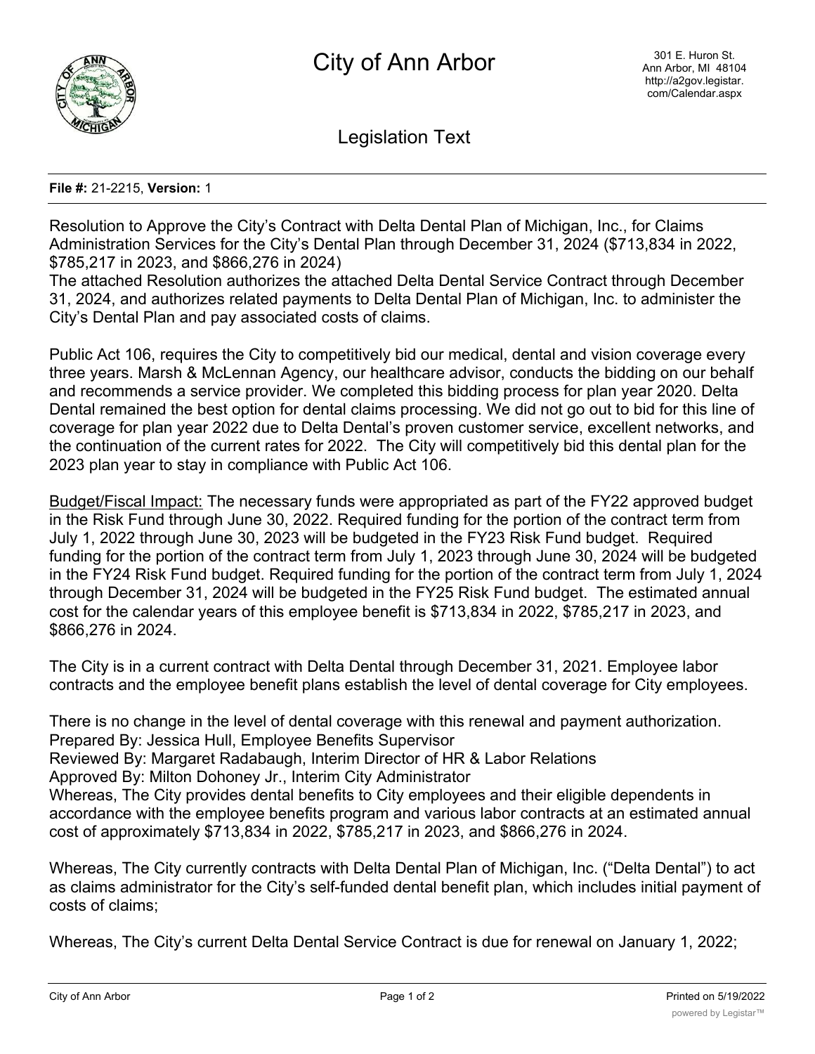# City of Ann Arbor

301 E. Huron St.
Ann Arbor, MI 48104
http://a2gov.legistar.com/Calendar.aspx

## Legislation Text

**File #:** 21-2215, **Version:** 1

Resolution to Approve the City's Contract with Delta Dental Plan of Michigan, Inc., for Claims Administration Services for the City's Dental Plan through December 31, 2024 ($713,834 in 2022, $785,217 in 2023, and $866,276 in 2024)
The attached Resolution authorizes the attached Delta Dental Service Contract through December 31, 2024, and authorizes related payments to Delta Dental Plan of Michigan, Inc. to administer the City's Dental Plan and pay associated costs of claims.

Public Act 106, requires the City to competitively bid our medical, dental and vision coverage every three years. Marsh & McLennan Agency, our healthcare advisor, conducts the bidding on our behalf and recommends a service provider. We completed this bidding process for plan year 2020. Delta Dental remained the best option for dental claims processing. We did not go out to bid for this line of coverage for plan year 2022 due to Delta Dental's proven customer service, excellent networks, and the continuation of the current rates for 2022. The City will competitively bid this dental plan for the 2023 plan year to stay in compliance with Public Act 106.

<u>Budget/Fiscal Impact:</u> The necessary funds were appropriated as part of the FY22 approved budget in the Risk Fund through June 30, 2022. Required funding for the portion of the contract term from July 1, 2022 through June 30, 2023 will be budgeted in the FY23 Risk Fund budget. Required funding for the portion of the contract term from July 1, 2023 through June 30, 2024 will be budgeted in the FY24 Risk Fund budget. Required funding for the portion of the contract term from July 1, 2024 through December 31, 2024 will be budgeted in the FY25 Risk Fund budget. The estimated annual cost for the calendar years of this employee benefit is $713,834 in 2022, $785,217 in 2023, and $866,276 in 2024.

The City is in a current contract with Delta Dental through December 31, 2021. Employee labor contracts and the employee benefit plans establish the level of dental coverage for City employees.

There is no change in the level of dental coverage with this renewal and payment authorization.
Prepared By: Jessica Hull, Employee Benefits Supervisor
Reviewed By: Margaret Radabaugh, Interim Director of HR & Labor Relations
Approved By: Milton Dohoney Jr., Interim City Administrator
Whereas, The City provides dental benefits to City employees and their eligible dependents in accordance with the employee benefits program and various labor contracts at an estimated annual cost of approximately $713,834 in 2022, $785,217 in 2023, and $866,276 in 2024.

Whereas, The City currently contracts with Delta Dental Plan of Michigan, Inc. ("Delta Dental") to act as claims administrator for the City's self-funded dental benefit plan, which includes initial payment of costs of claims;

Whereas, The City's current Delta Dental Service Contract is due for renewal on January 1, 2022;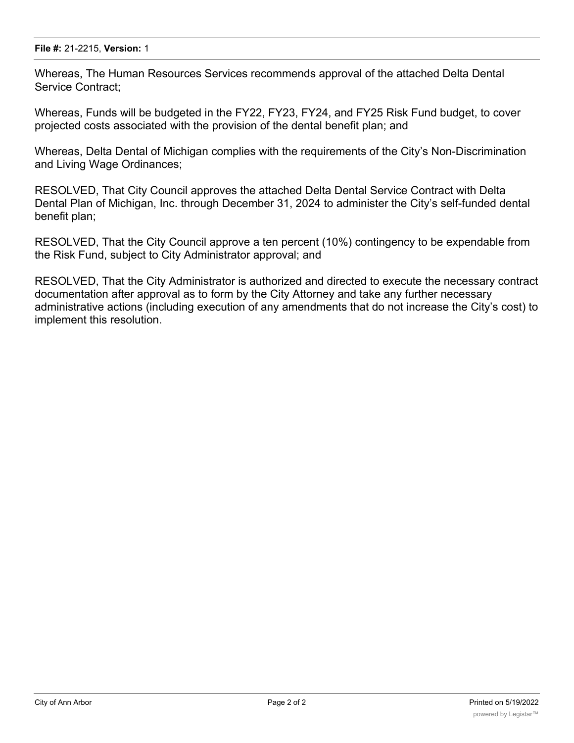Whereas, The Human Resources Services recommends approval of the attached Delta Dental Service Contract;

Whereas, Funds will be budgeted in the FY22, FY23, FY24, and FY25 Risk Fund budget, to cover projected costs associated with the provision of the dental benefit plan; and

Whereas, Delta Dental of Michigan complies with the requirements of the City's Non-Discrimination and Living Wage Ordinances;

RESOLVED, That City Council approves the attached Delta Dental Service Contract with Delta Dental Plan of Michigan, Inc. through December 31, 2024 to administer the City's self-funded dental benefit plan;

RESOLVED, That the City Council approve a ten percent (10%) contingency to be expendable from the Risk Fund, subject to City Administrator approval; and

RESOLVED, That the City Administrator is authorized and directed to execute the necessary contract documentation after approval as to form by the City Attorney and take any further necessary administrative actions (including execution of any amendments that do not increase the City's cost) to implement this resolution.